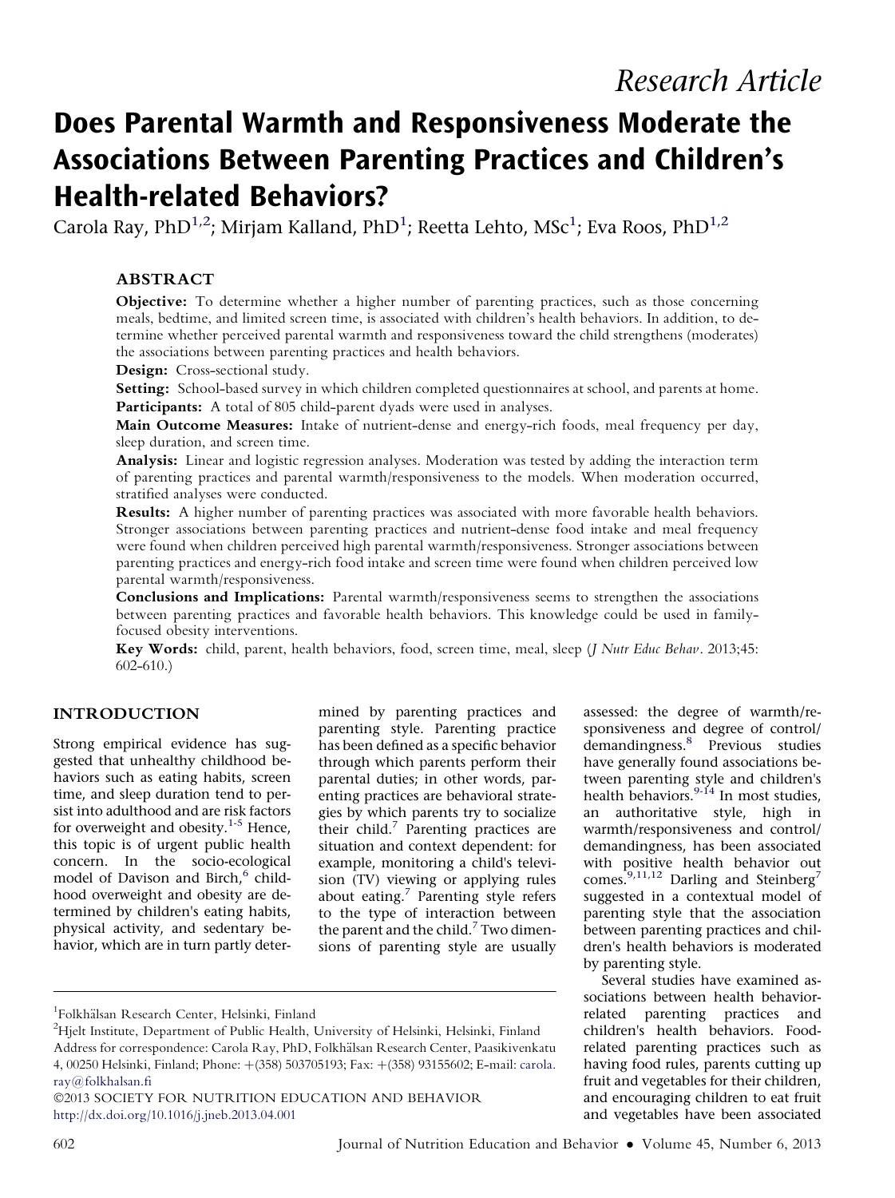Research Article

# Does Parental Warmth and Responsiveness Moderate the Associations Between Parenting Practices and Children's Health-related Behaviors?

Carola Ray, PhD[1,2]; Mirjam Kalland, PhD[1]; Reetta Lehto, MSc[1]; Eva Roos, PhD[1,2]

## ABSTRACT

**Objective:** To determine whether a higher number of parenting practices, such as those concerning meals, bedtime, and limited screen time, is associated with children's health behaviors. In addition, to determine whether perceived parental warmth and responsiveness toward the child strengthens (moderates) the associations between parenting practices and health behaviors.

**Design:** Cross-sectional study.

**Setting:** School-based survey in which children completed questionnaires at school, and parents at home.

**Participants:** A total of 805 child-parent dyads were used in analyses.

**Main Outcome Measures:** Intake of nutrient-dense and energy-rich foods, meal frequency per day, sleep duration, and screen time.

**Analysis:** Linear and logistic regression analyses. Moderation was tested by adding the interaction term of parenting practices and parental warmth/responsiveness to the models. When moderation occurred, stratified analyses were conducted.

**Results:** A higher number of parenting practices was associated with more favorable health behaviors. Stronger associations between parenting practices and nutrient-dense food intake and meal frequency were found when children perceived high parental warmth/responsiveness. Stronger associations between parenting practices and energy-rich food intake and screen time were found when children perceived low parental warmth/responsiveness.

**Conclusions and Implications:** Parental warmth/responsiveness seems to strengthen the associations between parenting practices and favorable health behaviors. This knowledge could be used in family-focused obesity interventions.

**Key Words:** child, parent, health behaviors, food, screen time, meal, sleep (*J Nutr Educ Behav*. 2013;45: 602-610.)

## INTRODUCTION

Strong empirical evidence has suggested that unhealthy childhood behaviors such as eating habits, screen time, and sleep duration tend to persist into adulthood and are risk factors for overweight and obesity.[1-5] Hence, this topic is of urgent public health concern. In the socio-ecological model of Davison and Birch,[6] childhood overweight and obesity are determined by children's eating habits, physical activity, and sedentary behavior, which are in turn partly determined by parenting practices and parenting style. Parenting practice has been defined as a specific behavior through which parents perform their parental duties; in other words, parenting practices are behavioral strategies by which parents try to socialize their child.[7] Parenting practices are situation and context dependent: for example, monitoring a child's television (TV) viewing or applying rules about eating.[7] Parenting style refers to the type of interaction between the parent and the child.[7] Two dimensions of parenting style are usually assessed: the degree of warmth/responsiveness and degree of control/demandingness.[8] Previous studies have generally found associations between parenting style and children's health behaviors.[9-14] In most studies, an authoritative style, high in warmth/responsiveness and control/demandingness, has been associated with positive health behavior outcomes.[9,11,12] Darling and Steinberg[7] suggested in a contextual model of parenting style that the association between parenting practices and children's health behaviors is moderated by parenting style.

Several studies have examined associations between health behavior-related parenting practices and children's health behaviors. Food-related parenting practices such as having food rules, parents cutting up fruit and vegetables for their children, and encouraging children to eat fruit and vegetables have been associated

---

[1]Folkhälsan Research Center, Helsinki, Finland

[2]Hjelt Institute, Department of Public Health, University of Helsinki, Helsinki, Finland

Address for correspondence: Carola Ray, PhD, Folkhälsan Research Center, Paasikivenkatu 4, 00250 Helsinki, Finland; Phone: +(358) 503705193; Fax: +(358) 93155602; E-mail: carola.ray@folkhalsan.fi

©2013 SOCIETY FOR NUTRITION EDUCATION AND BEHAVIOR

http://dx.doi.org/10.1016/j.jneb.2013.04.001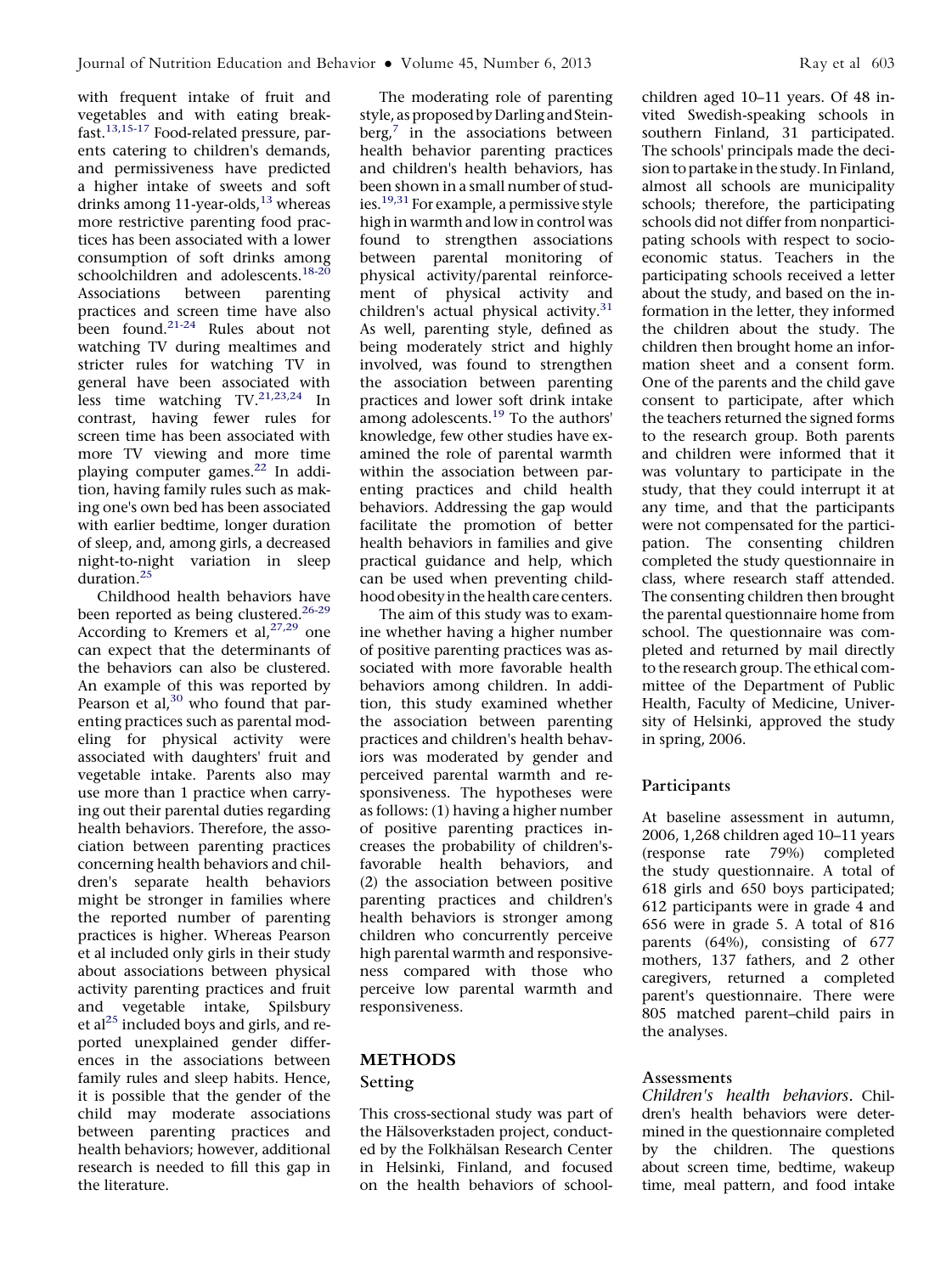with frequent intake of fruit and vegetables and with eating breakfast.[13,15-17] Food-related pressure, parents catering to children's demands, and permissiveness have predicted a higher intake of sweets and soft drinks among 11-year-olds,[13] whereas more restrictive parenting food practices has been associated with a lower consumption of soft drinks among schoolchildren and adolescents.[18-20] Associations between parenting practices and screen time have also been found.[21-24] Rules about not watching TV during mealtimes and stricter rules for watching TV in general have been associated with less time watching TV.[21,23,24] In contrast, having fewer rules for screen time has been associated with more TV viewing and more time playing computer games.[22] In addition, having family rules such as making one's own bed has been associated with earlier bedtime, longer duration of sleep, and, among girls, a decreased night-to-night variation in sleep duration.[25]

Childhood health behaviors have been reported as being clustered.[26-29] According to Kremers et al,[27,29] one can expect that the determinants of the behaviors can also be clustered. An example of this was reported by Pearson et al,[30] who found that parenting practices such as parental modeling for physical activity were associated with daughters' fruit and vegetable intake. Parents also may use more than 1 practice when carrying out their parental duties regarding health behaviors. Therefore, the association between parenting practices concerning health behaviors and children's separate health behaviors might be stronger in families where the reported number of parenting practices is higher. Whereas Pearson et al included only girls in their study about associations between physical activity parenting practices and fruit and vegetable intake, Spilsbury et al[25] included boys and girls, and reported unexplained gender differences in the associations between family rules and sleep habits. Hence, it is possible that the gender of the child may moderate associations between parenting practices and health behaviors; however, additional research is needed to fill this gap in the literature.

The moderating role of parenting style, as proposed by Darling and Steinberg,[7] in the associations between health behavior parenting practices and children's health behaviors, has been shown in a small number of studies.[19,31] For example, a permissive style high in warmth and low in control was found to strengthen associations between parental monitoring of physical activity/parental reinforcement of physical activity and children's actual physical activity.[31] As well, parenting style, defined as being moderately strict and highly involved, was found to strengthen the association between parenting practices and lower soft drink intake among adolescents.[19] To the authors' knowledge, few other studies have examined the role of parental warmth within the association between parenting practices and child health behaviors. Addressing the gap would facilitate the promotion of better health behaviors in families and give practical guidance and help, which can be used when preventing childhood obesity in the health care centers.

The aim of this study was to examine whether having a higher number of positive parenting practices was associated with more favorable health behaviors among children. In addition, this study examined whether the association between parenting practices and children's health behaviors was moderated by gender and perceived parental warmth and responsiveness. The hypotheses were as follows: (1) having a higher number of positive parenting practices increases the probability of children's-favorable health behaviors, and (2) the association between positive parenting practices and children's health behaviors is stronger among children who concurrently perceive high parental warmth and responsiveness compared with those who perceive low parental warmth and responsiveness.

## METHODS

### Setting

This cross-sectional study was part of the Hälsoverkstaden project, conducted by the Folkhälsan Research Center in Helsinki, Finland, and focused on the health behaviors of schoolchildren aged 10–11 years. Of 48 invited Swedish-speaking schools in southern Finland, 31 participated. The schools' principals made the decision to partake in the study. In Finland, almost all schools are municipality schools; therefore, the participating schools did not differ from nonparticipating schools with respect to socioeconomic status. Teachers in the participating schools received a letter about the study, and based on the information in the letter, they informed the children about the study. The children then brought home an information sheet and a consent form. One of the parents and the child gave consent to participate, after which the teachers returned the signed forms to the research group. Both parents and children were informed that it was voluntary to participate in the study, that they could interrupt it at any time, and that the participants were not compensated for the participation. The consenting children completed the study questionnaire in class, where research staff attended. The consenting children then brought the parental questionnaire home from school. The questionnaire was completed and returned by mail directly to the research group. The ethical committee of the Department of Public Health, Faculty of Medicine, University of Helsinki, approved the study in spring, 2006.

### Participants

At baseline assessment in autumn, 2006, 1,268 children aged 10–11 years (response rate 79%) completed the study questionnaire. A total of 618 girls and 650 boys participated; 612 participants were in grade 4 and 656 were in grade 5. A total of 816 parents (64%), consisting of 677 mothers, 137 fathers, and 2 other caregivers, returned a completed parent's questionnaire. There were 805 matched parent–child pairs in the analyses.

### Assessments

*Children's health behaviors*. Children's health behaviors were determined in the questionnaire completed by the children. The questions about screen time, bedtime, wakeup time, meal pattern, and food intake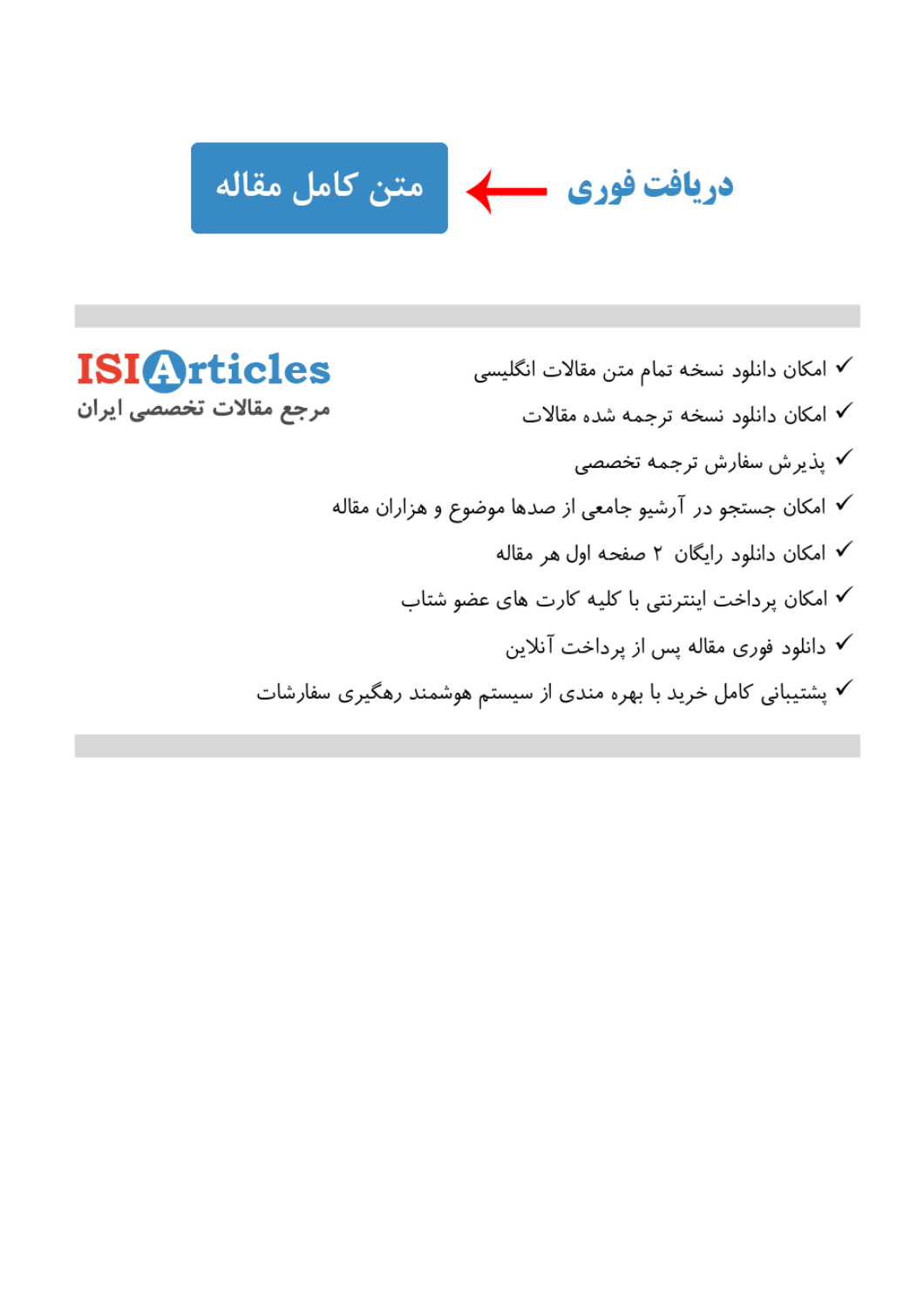دریافت فوری ← متن کامل مقاله

**ISIArticles**
مرجع مقالات تخصصی ایران

- ✓ امکان دانلود نسخه تمام متن مقالات انگلیسی
- ✓ امکان دانلود نسخه ترجمه شده مقالات
- ✓ پذیرش سفارش ترجمه تخصصی
- ✓ امکان جستجو در آرشیو جامعی از صدها موضوع و هزاران مقاله
- ✓ امکان دانلود رایگان ۲ صفحه اول هر مقاله
- ✓ امکان پرداخت اینترنتی با کلیه کارت های عضو شتاب
- ✓ دانلود فوری مقاله پس از پرداخت آنلاین
- ✓ پشتیبانی کامل خرید با بهره مندی از سیستم هوشمند رهگیری سفارشات